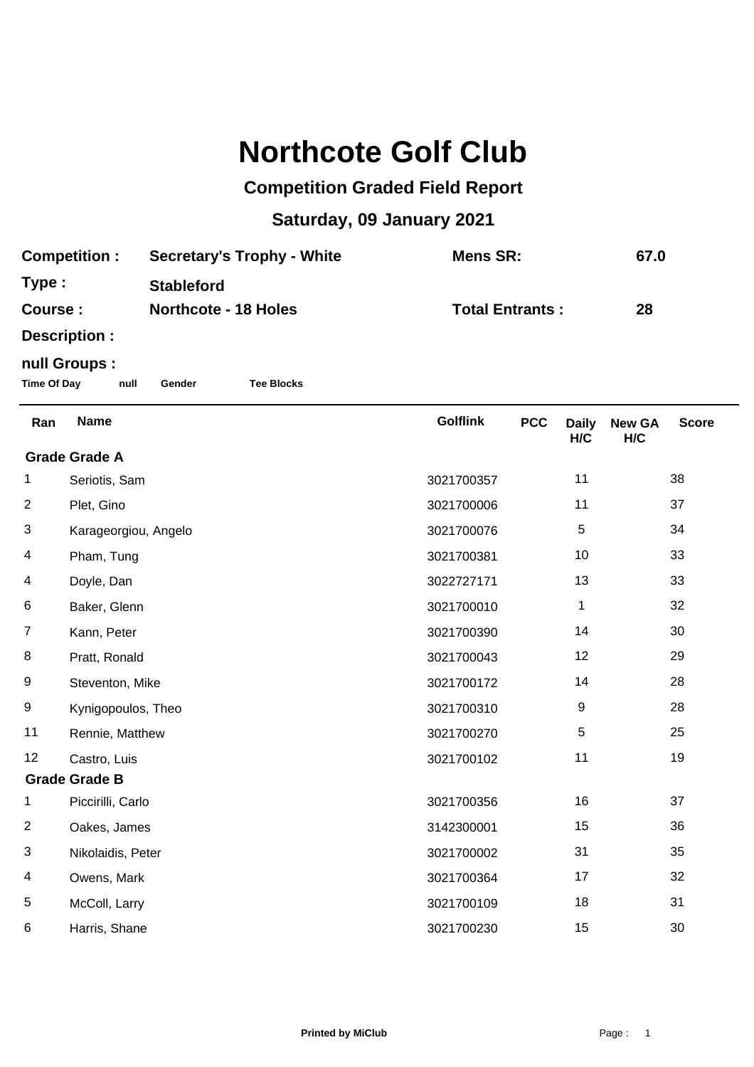# Northcote Golf Club

## Competition Graded Field Report

## Saturday, 09 January 2021

| | | | |
|---|---|---|---|
| **Competition :** | **Secretary's Trophy - White** | **Mens SR:** | **67.0** |
| **Type :** | **Stableford** | | |
| **Course :** | **Northcote - 18 Holes** | **Total Entrants :** | **28** |
| **Description :** | | | |

**null Groups :**

**Time Of Day** **null** **Gender** **Tee Blocks**

| Ran | Name | Golflink | PCC | Daily H/C | New GA H/C | Score |
|---|---|---|---|---|---|---|
| **Grade Grade A** | | | | | | |
| 1 | Seriotis, Sam | 3021700357 | | 11 | | 38 |
| 2 | Plet, Gino | 3021700006 | | 11 | | 37 |
| 3 | Karageorgiou, Angelo | 3021700076 | | 5 | | 34 |
| 4 | Pham, Tung | 3021700381 | | 10 | | 33 |
| 4 | Doyle, Dan | 3022727171 | | 13 | | 33 |
| 6 | Baker, Glenn | 3021700010 | | 1 | | 32 |
| 7 | Kann, Peter | 3021700390 | | 14 | | 30 |
| 8 | Pratt, Ronald | 3021700043 | | 12 | | 29 |
| 9 | Steventon, Mike | 3021700172 | | 14 | | 28 |
| 9 | Kynigopoulos, Theo | 3021700310 | | 9 | | 28 |
| 11 | Rennie, Matthew | 3021700270 | | 5 | | 25 |
| 12 | Castro, Luis | 3021700102 | | 11 | | 19 |
| **Grade Grade B** | | | | | | |
| 1 | Piccirilli, Carlo | 3021700356 | | 16 | | 37 |
| 2 | Oakes, James | 3142300001 | | 15 | | 36 |
| 3 | Nikolaidis, Peter | 3021700002 | | 31 | | 35 |
| 4 | Owens, Mark | 3021700364 | | 17 | | 32 |
| 5 | McColl, Larry | 3021700109 | | 18 | | 31 |
| 6 | Harris, Shane | 3021700230 | | 15 | | 30 |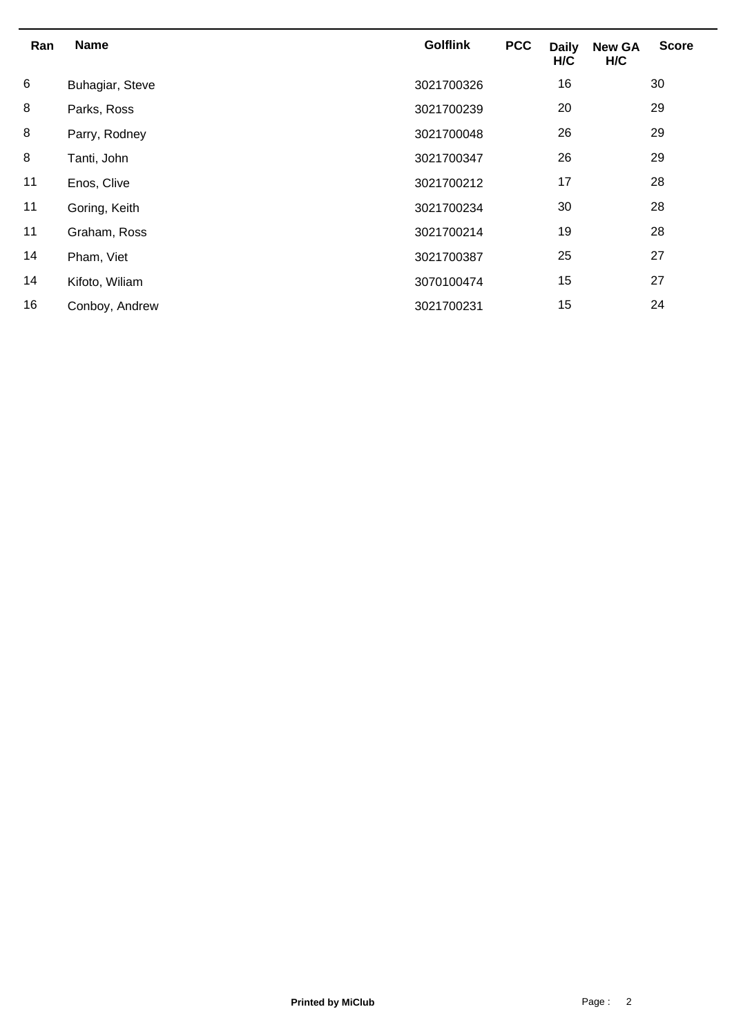| Ran | Name | Golflink | PCC | Daily H/C | New GA H/C | Score |
|---|---|---|---|---|---|---|
| 6 | Buhagiar, Steve | 3021700326 | | 16 | | 30 |
| 8 | Parks, Ross | 3021700239 | | 20 | | 29 |
| 8 | Parry, Rodney | 3021700048 | | 26 | | 29 |
| 8 | Tanti, John | 3021700347 | | 26 | | 29 |
| 11 | Enos, Clive | 3021700212 | | 17 | | 28 |
| 11 | Goring, Keith | 3021700234 | | 30 | | 28 |
| 11 | Graham, Ross | 3021700214 | | 19 | | 28 |
| 14 | Pham, Viet | 3021700387 | | 25 | | 27 |
| 14 | Kifoto, Wiliam | 3070100474 | | 15 | | 27 |
| 16 | Conboy, Andrew | 3021700231 | | 15 | | 24 |

**Printed by MiClub**